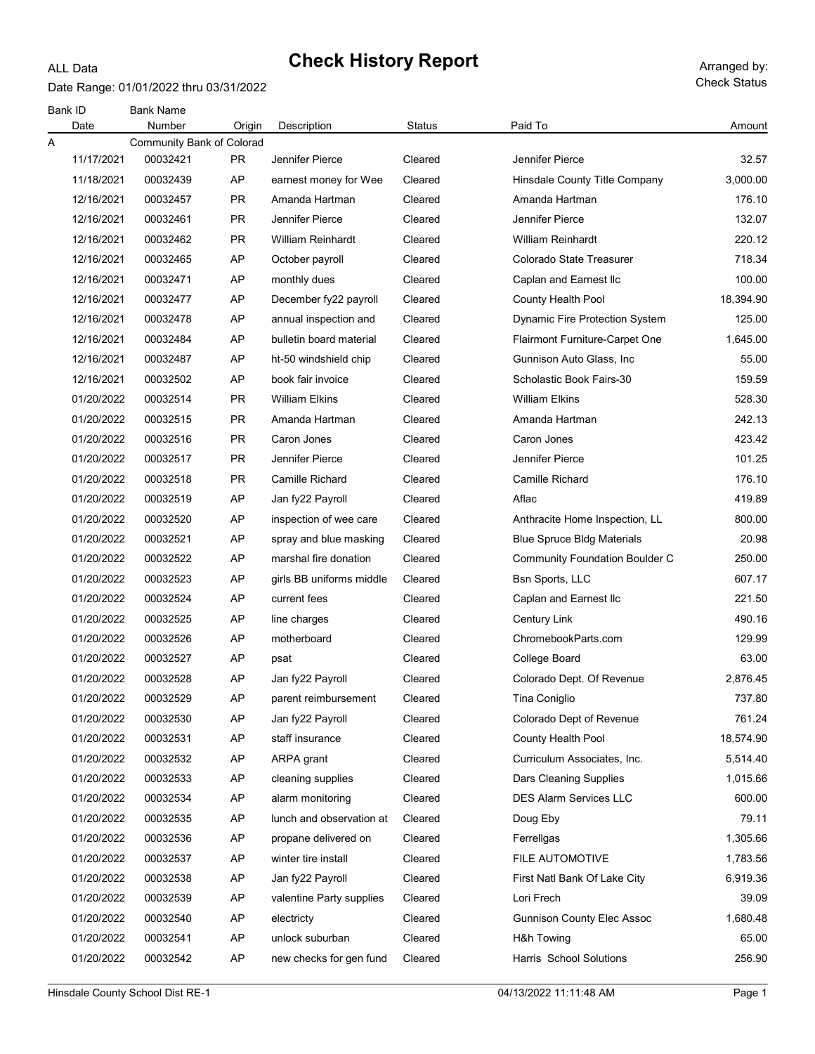# Check History Report

ALL Data

Date Range: 01/01/2022 thru 03/31/2022

Arranged by: Check Status

| Bank ID | Bank Name | | | | | |
|---|---|---|---|---|---|---|
| Date | Number | Origin | Description | Status | Paid To | Amount |
| A | Community Bank of Colorad | | | | | |
| 11/17/2021 | 00032421 | PR | Jennifer Pierce | Cleared | Jennifer Pierce | 32.57 |
| 11/18/2021 | 00032439 | AP | earnest money for Wee | Cleared | Hinsdale County Title Company | 3,000.00 |
| 12/16/2021 | 00032457 | PR | Amanda Hartman | Cleared | Amanda Hartman | 176.10 |
| 12/16/2021 | 00032461 | PR | Jennifer Pierce | Cleared | Jennifer Pierce | 132.07 |
| 12/16/2021 | 00032462 | PR | William Reinhardt | Cleared | William Reinhardt | 220.12 |
| 12/16/2021 | 00032465 | AP | October payroll | Cleared | Colorado State Treasurer | 718.34 |
| 12/16/2021 | 00032471 | AP | monthly dues | Cleared | Caplan and Earnest llc | 100.00 |
| 12/16/2021 | 00032477 | AP | December fy22 payroll | Cleared | County Health Pool | 18,394.90 |
| 12/16/2021 | 00032478 | AP | annual inspection and | Cleared | Dynamic Fire Protection System | 125.00 |
| 12/16/2021 | 00032484 | AP | bulletin board material | Cleared | Flairmont Furniture-Carpet One | 1,645.00 |
| 12/16/2021 | 00032487 | AP | ht-50 windshield chip | Cleared | Gunnison Auto Glass, Inc | 55.00 |
| 12/16/2021 | 00032502 | AP | book fair invoice | Cleared | Scholastic Book Fairs-30 | 159.59 |
| 01/20/2022 | 00032514 | PR | William Elkins | Cleared | William Elkins | 528.30 |
| 01/20/2022 | 00032515 | PR | Amanda Hartman | Cleared | Amanda Hartman | 242.13 |
| 01/20/2022 | 00032516 | PR | Caron Jones | Cleared | Caron Jones | 423.42 |
| 01/20/2022 | 00032517 | PR | Jennifer Pierce | Cleared | Jennifer Pierce | 101.25 |
| 01/20/2022 | 00032518 | PR | Camille Richard | Cleared | Camille Richard | 176.10 |
| 01/20/2022 | 00032519 | AP | Jan fy22 Payroll | Cleared | Aflac | 419.89 |
| 01/20/2022 | 00032520 | AP | inspection of wee care | Cleared | Anthracite Home Inspection, LL | 800.00 |
| 01/20/2022 | 00032521 | AP | spray and blue masking | Cleared | Blue Spruce Bldg Materials | 20.98 |
| 01/20/2022 | 00032522 | AP | marshal fire donation | Cleared | Community Foundation Boulder C | 250.00 |
| 01/20/2022 | 00032523 | AP | girls BB uniforms middle | Cleared | Bsn Sports, LLC | 607.17 |
| 01/20/2022 | 00032524 | AP | current fees | Cleared | Caplan and Earnest llc | 221.50 |
| 01/20/2022 | 00032525 | AP | line charges | Cleared | Century Link | 490.16 |
| 01/20/2022 | 00032526 | AP | motherboard | Cleared | ChromebookParts.com | 129.99 |
| 01/20/2022 | 00032527 | AP | psat | Cleared | College Board | 63.00 |
| 01/20/2022 | 00032528 | AP | Jan fy22 Payroll | Cleared | Colorado Dept. Of Revenue | 2,876.45 |
| 01/20/2022 | 00032529 | AP | parent reimbursement | Cleared | Tina Coniglio | 737.80 |
| 01/20/2022 | 00032530 | AP | Jan fy22 Payroll | Cleared | Colorado Dept of Revenue | 761.24 |
| 01/20/2022 | 00032531 | AP | staff insurance | Cleared | County Health Pool | 18,574.90 |
| 01/20/2022 | 00032532 | AP | ARPA grant | Cleared | Curriculum Associates, Inc. | 5,514.40 |
| 01/20/2022 | 00032533 | AP | cleaning supplies | Cleared | Dars Cleaning Supplies | 1,015.66 |
| 01/20/2022 | 00032534 | AP | alarm monitoring | Cleared | DES Alarm Services LLC | 600.00 |
| 01/20/2022 | 00032535 | AP | lunch and observation at | Cleared | Doug Eby | 79.11 |
| 01/20/2022 | 00032536 | AP | propane delivered on | Cleared | Ferrellgas | 1,305.66 |
| 01/20/2022 | 00032537 | AP | winter tire install | Cleared | FILE AUTOMOTIVE | 1,783.56 |
| 01/20/2022 | 00032538 | AP | Jan fy22 Payroll | Cleared | First Natl Bank Of Lake City | 6,919.36 |
| 01/20/2022 | 00032539 | AP | valentine Party supplies | Cleared | Lori Frech | 39.09 |
| 01/20/2022 | 00032540 | AP | electricty | Cleared | Gunnison County Elec Assoc | 1,680.48 |
| 01/20/2022 | 00032541 | AP | unlock suburban | Cleared | H&h Towing | 65.00 |
| 01/20/2022 | 00032542 | AP | new checks for gen fund | Cleared | Harris School Solutions | 256.90 |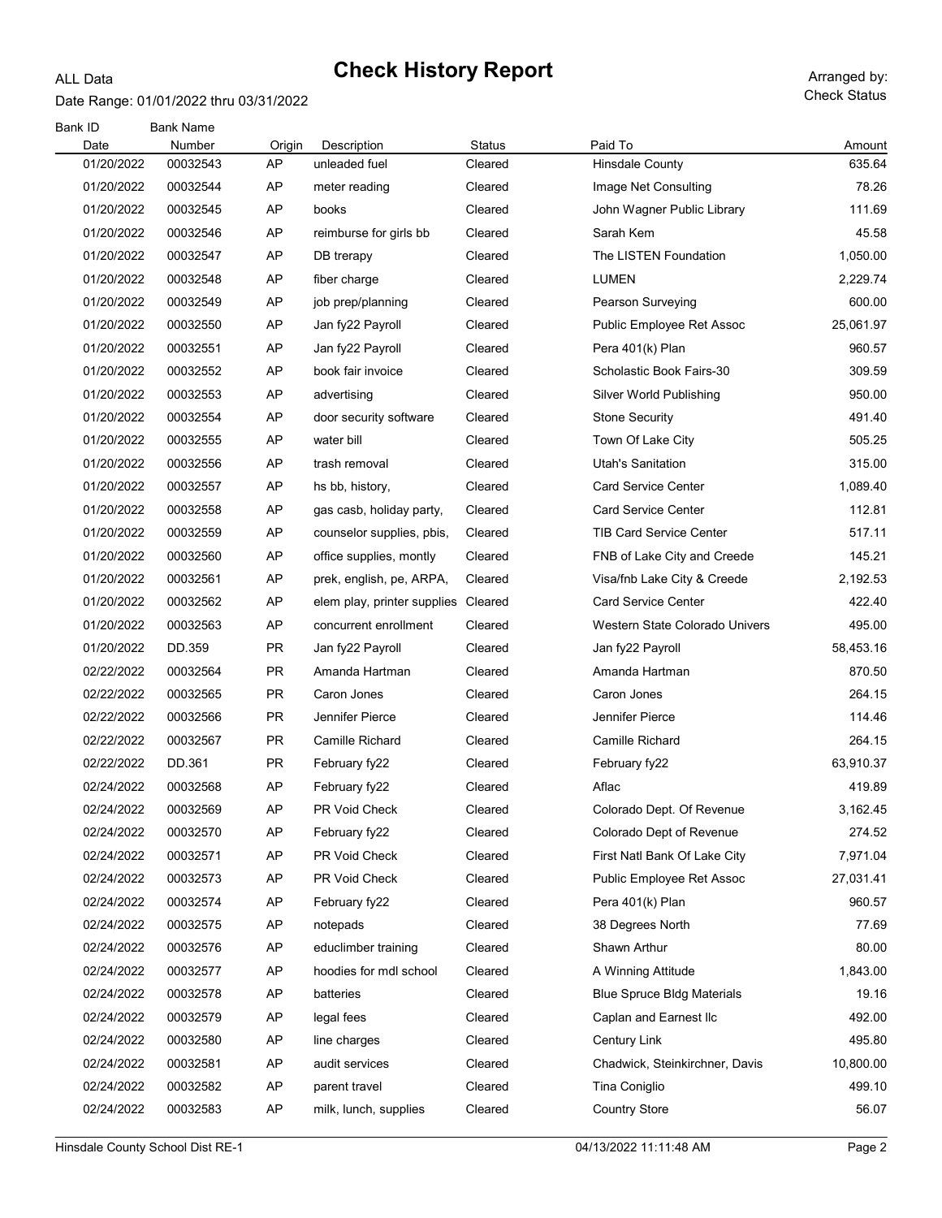# Check History Report

ALL Data

Date Range: 01/01/2022 thru 03/31/2022

Arranged by: Check Status

| Bank ID<br>Date | Bank Name<br>Number | Origin | Description | Status | Paid To | Amount |
|---|---|---|---|---|---|---|
| 01/20/2022 | 00032543 | AP | unleaded fuel | Cleared | Hinsdale County | 635.64 |
| 01/20/2022 | 00032544 | AP | meter reading | Cleared | Image Net Consulting | 78.26 |
| 01/20/2022 | 00032545 | AP | books | Cleared | John Wagner Public Library | 111.69 |
| 01/20/2022 | 00032546 | AP | reimburse for girls bb | Cleared | Sarah Kem | 45.58 |
| 01/20/2022 | 00032547 | AP | DB trerapy | Cleared | The LISTEN Foundation | 1,050.00 |
| 01/20/2022 | 00032548 | AP | fiber charge | Cleared | LUMEN | 2,229.74 |
| 01/20/2022 | 00032549 | AP | job prep/planning | Cleared | Pearson Surveying | 600.00 |
| 01/20/2022 | 00032550 | AP | Jan fy22 Payroll | Cleared | Public Employee Ret Assoc | 25,061.97 |
| 01/20/2022 | 00032551 | AP | Jan fy22 Payroll | Cleared | Pera 401(k) Plan | 960.57 |
| 01/20/2022 | 00032552 | AP | book fair invoice | Cleared | Scholastic Book Fairs-30 | 309.59 |
| 01/20/2022 | 00032553 | AP | advertising | Cleared | Silver World Publishing | 950.00 |
| 01/20/2022 | 00032554 | AP | door security software | Cleared | Stone Security | 491.40 |
| 01/20/2022 | 00032555 | AP | water bill | Cleared | Town Of Lake City | 505.25 |
| 01/20/2022 | 00032556 | AP | trash removal | Cleared | Utah's Sanitation | 315.00 |
| 01/20/2022 | 00032557 | AP | hs bb, history, | Cleared | Card Service Center | 1,089.40 |
| 01/20/2022 | 00032558 | AP | gas casb, holiday party, | Cleared | Card Service Center | 112.81 |
| 01/20/2022 | 00032559 | AP | counselor supplies, pbis, | Cleared | TIB Card Service Center | 517.11 |
| 01/20/2022 | 00032560 | AP | office supplies, montly | Cleared | FNB of Lake City and Creede | 145.21 |
| 01/20/2022 | 00032561 | AP | prek, english, pe, ARPA, | Cleared | Visa/fnb Lake City & Creede | 2,192.53 |
| 01/20/2022 | 00032562 | AP | elem play, printer supplies | Cleared | Card Service Center | 422.40 |
| 01/20/2022 | 00032563 | AP | concurrent enrollment | Cleared | Western State Colorado Univers | 495.00 |
| 01/20/2022 | DD.359 | PR | Jan fy22 Payroll | Cleared | Jan fy22 Payroll | 58,453.16 |
| 02/22/2022 | 00032564 | PR | Amanda Hartman | Cleared | Amanda Hartman | 870.50 |
| 02/22/2022 | 00032565 | PR | Caron Jones | Cleared | Caron Jones | 264.15 |
| 02/22/2022 | 00032566 | PR | Jennifer Pierce | Cleared | Jennifer Pierce | 114.46 |
| 02/22/2022 | 00032567 | PR | Camille Richard | Cleared | Camille Richard | 264.15 |
| 02/22/2022 | DD.361 | PR | February fy22 | Cleared | February fy22 | 63,910.37 |
| 02/24/2022 | 00032568 | AP | February fy22 | Cleared | Aflac | 419.89 |
| 02/24/2022 | 00032569 | AP | PR Void Check | Cleared | Colorado Dept. Of Revenue | 3,162.45 |
| 02/24/2022 | 00032570 | AP | February fy22 | Cleared | Colorado Dept of Revenue | 274.52 |
| 02/24/2022 | 00032571 | AP | PR Void Check | Cleared | First Natl Bank Of Lake City | 7,971.04 |
| 02/24/2022 | 00032573 | AP | PR Void Check | Cleared | Public Employee Ret Assoc | 27,031.41 |
| 02/24/2022 | 00032574 | AP | February fy22 | Cleared | Pera 401(k) Plan | 960.57 |
| 02/24/2022 | 00032575 | AP | notepads | Cleared | 38 Degrees North | 77.69 |
| 02/24/2022 | 00032576 | AP | educlimber training | Cleared | Shawn Arthur | 80.00 |
| 02/24/2022 | 00032577 | AP | hoodies for mdl school | Cleared | A Winning Attitude | 1,843.00 |
| 02/24/2022 | 00032578 | AP | batteries | Cleared | Blue Spruce Bldg Materials | 19.16 |
| 02/24/2022 | 00032579 | AP | legal fees | Cleared | Caplan and Earnest llc | 492.00 |
| 02/24/2022 | 00032580 | AP | line charges | Cleared | Century Link | 495.80 |
| 02/24/2022 | 00032581 | AP | audit services | Cleared | Chadwick, Steinkirchner, Davis | 10,800.00 |
| 02/24/2022 | 00032582 | AP | parent travel | Cleared | Tina Coniglio | 499.10 |
| 02/24/2022 | 00032583 | AP | milk, lunch, supplies | Cleared | Country Store | 56.07 |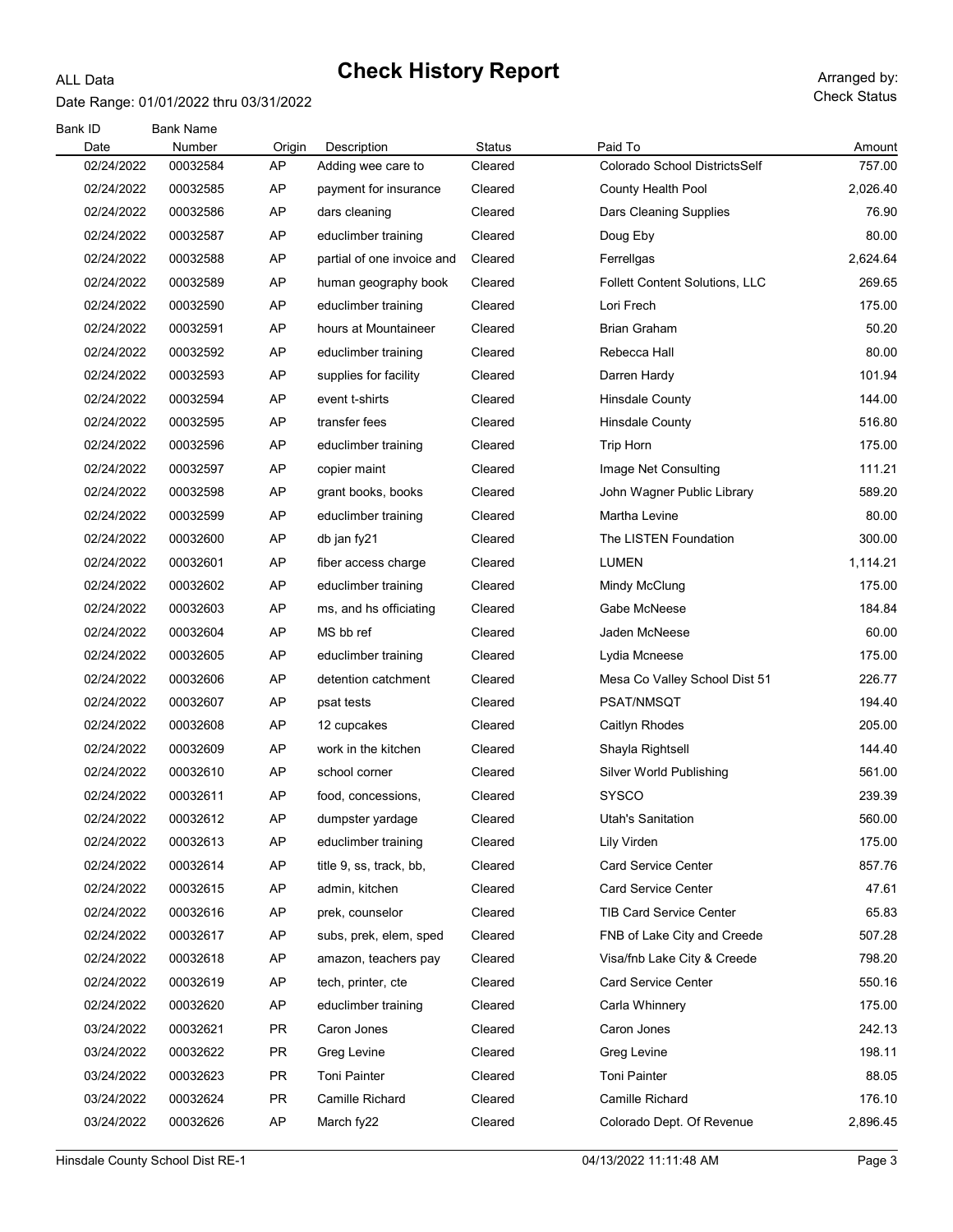ALL Data

# Check History Report

Date Range: 01/01/2022 thru 03/31/2022

Arranged by: Check Status

| Bank ID<br>Date | Bank Name<br>Number | Origin | Description | Status | Paid To | Amount |
|---|---|---|---|---|---|---|
| 02/24/2022 | 00032584 | AP | Adding wee care to | Cleared | Colorado School DistrictsSelf | 757.00 |
| 02/24/2022 | 00032585 | AP | payment for insurance | Cleared | County Health Pool | 2,026.40 |
| 02/24/2022 | 00032586 | AP | dars cleaning | Cleared | Dars Cleaning Supplies | 76.90 |
| 02/24/2022 | 00032587 | AP | educlimber training | Cleared | Doug Eby | 80.00 |
| 02/24/2022 | 00032588 | AP | partial of one invoice and | Cleared | Ferrellgas | 2,624.64 |
| 02/24/2022 | 00032589 | AP | human geography book | Cleared | Follett Content Solutions, LLC | 269.65 |
| 02/24/2022 | 00032590 | AP | educlimber training | Cleared | Lori Frech | 175.00 |
| 02/24/2022 | 00032591 | AP | hours at Mountaineer | Cleared | Brian Graham | 50.20 |
| 02/24/2022 | 00032592 | AP | educlimber training | Cleared | Rebecca Hall | 80.00 |
| 02/24/2022 | 00032593 | AP | supplies for facility | Cleared | Darren Hardy | 101.94 |
| 02/24/2022 | 00032594 | AP | event t-shirts | Cleared | Hinsdale County | 144.00 |
| 02/24/2022 | 00032595 | AP | transfer fees | Cleared | Hinsdale County | 516.80 |
| 02/24/2022 | 00032596 | AP | educlimber training | Cleared | Trip Horn | 175.00 |
| 02/24/2022 | 00032597 | AP | copier maint | Cleared | Image Net Consulting | 111.21 |
| 02/24/2022 | 00032598 | AP | grant books, books | Cleared | John Wagner Public Library | 589.20 |
| 02/24/2022 | 00032599 | AP | educlimber training | Cleared | Martha Levine | 80.00 |
| 02/24/2022 | 00032600 | AP | db jan fy21 | Cleared | The LISTEN Foundation | 300.00 |
| 02/24/2022 | 00032601 | AP | fiber access charge | Cleared | LUMEN | 1,114.21 |
| 02/24/2022 | 00032602 | AP | educlimber training | Cleared | Mindy McClung | 175.00 |
| 02/24/2022 | 00032603 | AP | ms, and hs officiating | Cleared | Gabe McNeese | 184.84 |
| 02/24/2022 | 00032604 | AP | MS bb ref | Cleared | Jaden McNeese | 60.00 |
| 02/24/2022 | 00032605 | AP | educlimber training | Cleared | Lydia Mcneese | 175.00 |
| 02/24/2022 | 00032606 | AP | detention catchment | Cleared | Mesa Co Valley School Dist 51 | 226.77 |
| 02/24/2022 | 00032607 | AP | psat tests | Cleared | PSAT/NMSQT | 194.40 |
| 02/24/2022 | 00032608 | AP | 12 cupcakes | Cleared | Caitlyn Rhodes | 205.00 |
| 02/24/2022 | 00032609 | AP | work in the kitchen | Cleared | Shayla Rightsell | 144.40 |
| 02/24/2022 | 00032610 | AP | school corner | Cleared | Silver World Publishing | 561.00 |
| 02/24/2022 | 00032611 | AP | food, concessions, | Cleared | SYSCO | 239.39 |
| 02/24/2022 | 00032612 | AP | dumpster yardage | Cleared | Utah's Sanitation | 560.00 |
| 02/24/2022 | 00032613 | AP | educlimber training | Cleared | Lily Virden | 175.00 |
| 02/24/2022 | 00032614 | AP | title 9, ss, track, bb, | Cleared | Card Service Center | 857.76 |
| 02/24/2022 | 00032615 | AP | admin, kitchen | Cleared | Card Service Center | 47.61 |
| 02/24/2022 | 00032616 | AP | prek, counselor | Cleared | TIB Card Service Center | 65.83 |
| 02/24/2022 | 00032617 | AP | subs, prek, elem, sped | Cleared | FNB of Lake City and Creede | 507.28 |
| 02/24/2022 | 00032618 | AP | amazon, teachers pay | Cleared | Visa/fnb Lake City & Creede | 798.20 |
| 02/24/2022 | 00032619 | AP | tech, printer, cte | Cleared | Card Service Center | 550.16 |
| 02/24/2022 | 00032620 | AP | educlimber training | Cleared | Carla Whinnery | 175.00 |
| 03/24/2022 | 00032621 | PR | Caron Jones | Cleared | Caron Jones | 242.13 |
| 03/24/2022 | 00032622 | PR | Greg Levine | Cleared | Greg Levine | 198.11 |
| 03/24/2022 | 00032623 | PR | Toni Painter | Cleared | Toni Painter | 88.05 |
| 03/24/2022 | 00032624 | PR | Camille Richard | Cleared | Camille Richard | 176.10 |
| 03/24/2022 | 00032626 | AP | March fy22 | Cleared | Colorado Dept. Of Revenue | 2,896.45 |

Hinsdale County School Dist RE-1 04/13/2022 11:11:48 AM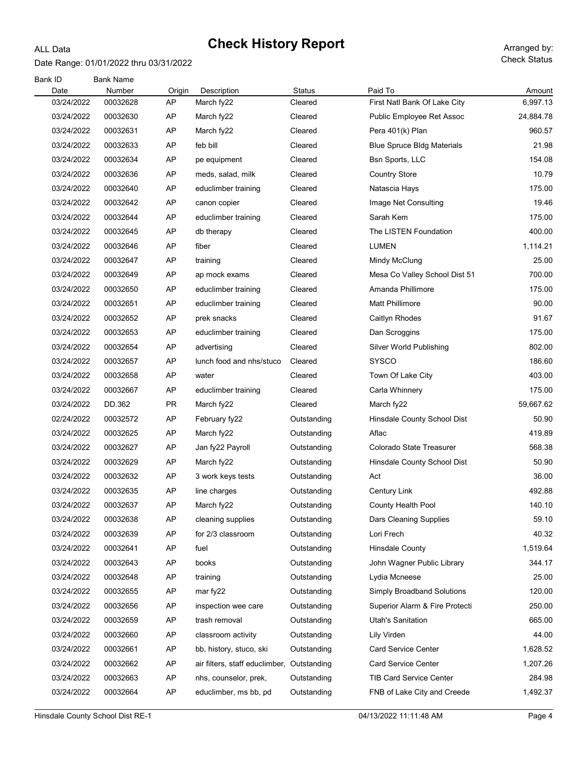# Check History Report

ALL Data

Date Range: 01/01/2022 thru 03/31/2022

Arranged by: Check Status

| Bank ID | Bank Name | | | | | |
|---|---|---|---|---|---|---|
| Date | Number | Origin | Description | Status | Paid To | Amount |
| 03/24/2022 | 00032628 | AP | March fy22 | Cleared | First Natl Bank Of Lake City | 6,997.13 |
| 03/24/2022 | 00032630 | AP | March fy22 | Cleared | Public Employee Ret Assoc | 24,884.78 |
| 03/24/2022 | 00032631 | AP | March fy22 | Cleared | Pera 401(k) Plan | 960.57 |
| 03/24/2022 | 00032633 | AP | feb bill | Cleared | Blue Spruce Bldg Materials | 21.98 |
| 03/24/2022 | 00032634 | AP | pe equipment | Cleared | Bsn Sports, LLC | 154.08 |
| 03/24/2022 | 00032636 | AP | meds, salad, milk | Cleared | Country Store | 10.79 |
| 03/24/2022 | 00032640 | AP | educlimber training | Cleared | Natascia Hays | 175.00 |
| 03/24/2022 | 00032642 | AP | canon copier | Cleared | Image Net Consulting | 19.46 |
| 03/24/2022 | 00032644 | AP | educlimber training | Cleared | Sarah Kem | 175.00 |
| 03/24/2022 | 00032645 | AP | db therapy | Cleared | The LISTEN Foundation | 400.00 |
| 03/24/2022 | 00032646 | AP | fiber | Cleared | LUMEN | 1,114.21 |
| 03/24/2022 | 00032647 | AP | training | Cleared | Mindy McClung | 25.00 |
| 03/24/2022 | 00032649 | AP | ap mock exams | Cleared | Mesa Co Valley School Dist 51 | 700.00 |
| 03/24/2022 | 00032650 | AP | educlimber training | Cleared | Amanda Phillimore | 175.00 |
| 03/24/2022 | 00032651 | AP | educlimber training | Cleared | Matt Phillimore | 90.00 |
| 03/24/2022 | 00032652 | AP | prek snacks | Cleared | Caitlyn Rhodes | 91.67 |
| 03/24/2022 | 00032653 | AP | educlimber training | Cleared | Dan Scroggins | 175.00 |
| 03/24/2022 | 00032654 | AP | advertising | Cleared | Silver World Publishing | 802.00 |
| 03/24/2022 | 00032657 | AP | lunch food and nhs/stuco | Cleared | SYSCO | 186.60 |
| 03/24/2022 | 00032658 | AP | water | Cleared | Town Of Lake City | 403.00 |
| 03/24/2022 | 00032667 | AP | educlimber training | Cleared | Carla Whinnery | 175.00 |
| 03/24/2022 | DD.362 | PR | March fy22 | Cleared | March fy22 | 59,667.62 |
| 02/24/2022 | 00032572 | AP | February fy22 | Outstanding | Hinsdale County School Dist | 50.90 |
| 03/24/2022 | 00032625 | AP | March fy22 | Outstanding | Aflac | 419.89 |
| 03/24/2022 | 00032627 | AP | Jan fy22 Payroll | Outstanding | Colorado State Treasurer | 568.38 |
| 03/24/2022 | 00032629 | AP | March fy22 | Outstanding | Hinsdale County School Dist | 50.90 |
| 03/24/2022 | 00032632 | AP | 3 work keys tests | Outstanding | Act | 36.00 |
| 03/24/2022 | 00032635 | AP | line charges | Outstanding | Century Link | 492.88 |
| 03/24/2022 | 00032637 | AP | March fy22 | Outstanding | County Health Pool | 140.10 |
| 03/24/2022 | 00032638 | AP | cleaning supplies | Outstanding | Dars Cleaning Supplies | 59.10 |
| 03/24/2022 | 00032639 | AP | for 2/3 classroom | Outstanding | Lori Frech | 40.32 |
| 03/24/2022 | 00032641 | AP | fuel | Outstanding | Hinsdale County | 1,519.64 |
| 03/24/2022 | 00032643 | AP | books | Outstanding | John Wagner Public Library | 344.17 |
| 03/24/2022 | 00032648 | AP | training | Outstanding | Lydia Mcneese | 25.00 |
| 03/24/2022 | 00032655 | AP | mar fy22 | Outstanding | Simply Broadband Solutions | 120.00 |
| 03/24/2022 | 00032656 | AP | inspection wee care | Outstanding | Superior Alarm & Fire Protecti | 250.00 |
| 03/24/2022 | 00032659 | AP | trash removal | Outstanding | Utah's Sanitation | 665.00 |
| 03/24/2022 | 00032660 | AP | classroom activity | Outstanding | Lily Virden | 44.00 |
| 03/24/2022 | 00032661 | AP | bb, history, stuco, ski | Outstanding | Card Service Center | 1,628.52 |
| 03/24/2022 | 00032662 | AP | air filters, staff educlimber, | Outstanding | Card Service Center | 1,207.26 |
| 03/24/2022 | 00032663 | AP | nhs, counselor, prek, | Outstanding | TIB Card Service Center | 284.98 |
| 03/24/2022 | 00032664 | AP | educlimber, ms bb, pd | Outstanding | FNB of Lake City and Creede | 1,492.37 |

Hinsdale County School Dist RE-1 04/13/2022 11:11:48 AM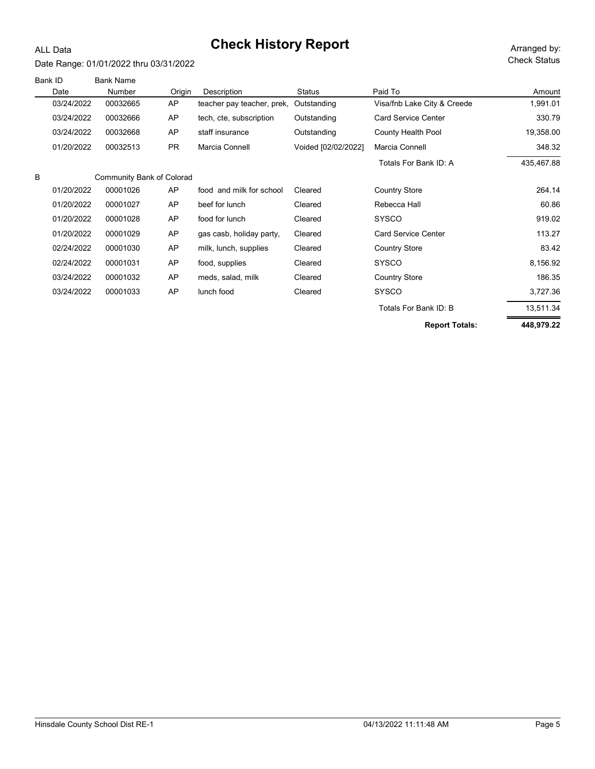# Check History Report

ALL Data

Date Range: 01/01/2022 thru 03/31/2022

Arranged by: Check Status

| Bank ID | Bank Name | | | | | | |
|---|---|---|---|---|---|---|---|
| | **Date** | **Number** | **Origin** | **Description** | **Status** | **Paid To** | **Amount** |
| | 03/24/2022 | 00032665 | AP | teacher pay teacher, prek, | Outstanding | Visa/fnb Lake City & Creede | 1,991.01 |
| | 03/24/2022 | 00032666 | AP | tech, cte, subscription | Outstanding | Card Service Center | 330.79 |
| | 03/24/2022 | 00032668 | AP | staff insurance | Outstanding | County Health Pool | 19,358.00 |
| | 01/20/2022 | 00032513 | PR | Marcia Connell | Voided [02/02/2022] | Marcia Connell | 348.32 |
| | | | | | | Totals For Bank ID: A | 435,467.88 |
| B | Community Bank of Colorad | | | | | | |
| | 01/20/2022 | 00001026 | AP | food and milk for school | Cleared | Country Store | 264.14 |
| | 01/20/2022 | 00001027 | AP | beef for lunch | Cleared | Rebecca Hall | 60.86 |
| | 01/20/2022 | 00001028 | AP | food for lunch | Cleared | SYSCO | 919.02 |
| | 01/20/2022 | 00001029 | AP | gas casb, holiday party, | Cleared | Card Service Center | 113.27 |
| | 02/24/2022 | 00001030 | AP | milk, lunch, supplies | Cleared | Country Store | 83.42 |
| | 02/24/2022 | 00001031 | AP | food, supplies | Cleared | SYSCO | 8,156.92 |
| | 03/24/2022 | 00001032 | AP | meds, salad, milk | Cleared | Country Store | 186.35 |
| | 03/24/2022 | 00001033 | AP | lunch food | Cleared | SYSCO | 3,727.36 |
| | | | | | | Totals For Bank ID: B | 13,511.34 |
| | | | | | | **Report Totals:** | **448,979.22** |

Hinsdale County School Dist RE-1 04/13/2022 11:11:48 AM